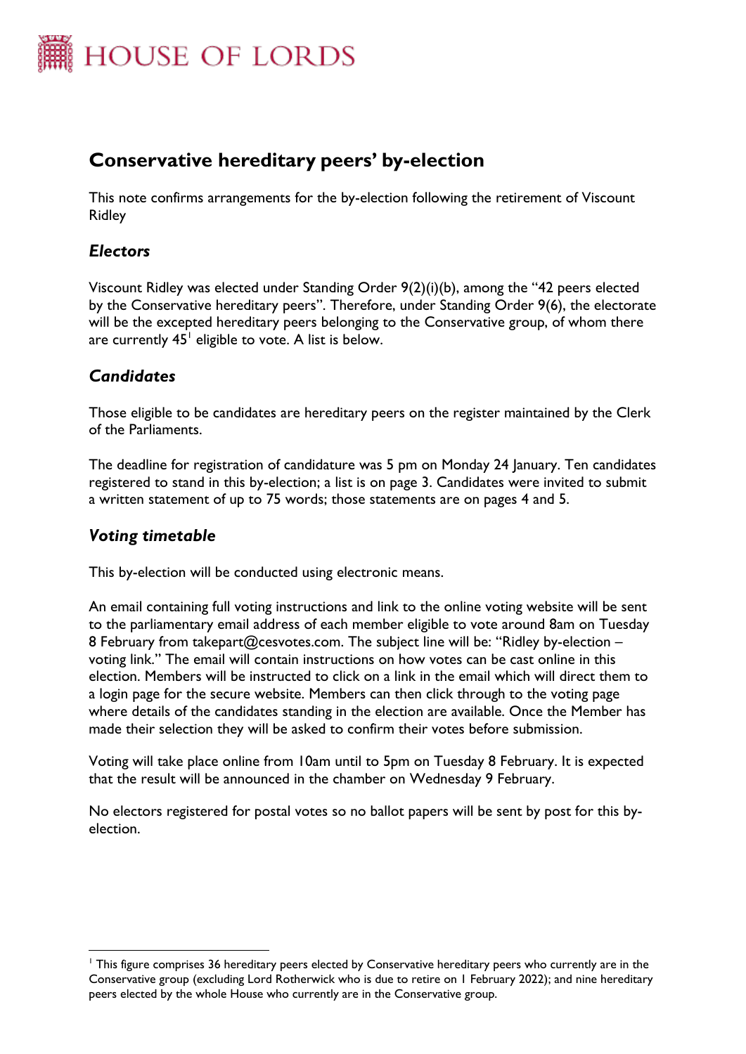# HOUSE OF LORDS

## Conservative hereditary peers' by-election

This note confirms arrangements for the by-election following the retirement of Viscount Ridley

### *Electors*

Viscount Ridley was elected under Standing Order 9(2)(i)(b), among the "42 peers elected by the Conservative hereditary peers". Therefore, under Standing Order 9(6), the electorate will be the excepted hereditary peers belonging to the Conservative group, of whom there are currently 45[1] eligible to vote. A list is below.

### *Candidates*

Those eligible to be candidates are hereditary peers on the register maintained by the Clerk of the Parliaments.

The deadline for registration of candidature was 5 pm on Monday 24 January. Ten candidates registered to stand in this by-election; a list is on page 3. Candidates were invited to submit a written statement of up to 75 words; those statements are on pages 4 and 5.

### *Voting timetable*

This by-election will be conducted using electronic means.

An email containing full voting instructions and link to the online voting website will be sent to the parliamentary email address of each member eligible to vote around 8am on Tuesday 8 February from takepart@cesvotes.com. The subject line will be: "Ridley by-election – voting link." The email will contain instructions on how votes can be cast online in this election. Members will be instructed to click on a link in the email which will direct them to a login page for the secure website. Members can then click through to the voting page where details of the candidates standing in the election are available. Once the Member has made their selection they will be asked to confirm their votes before submission.

Voting will take place online from 10am until to 5pm on Tuesday 8 February. It is expected that the result will be announced in the chamber on Wednesday 9 February.

No electors registered for postal votes so no ballot papers will be sent by post for this by-election.

---

[1] This figure comprises 36 hereditary peers elected by Conservative hereditary peers who currently are in the Conservative group (excluding Lord Rotherwick who is due to retire on 1 February 2022); and nine hereditary peers elected by the whole House who currently are in the Conservative group.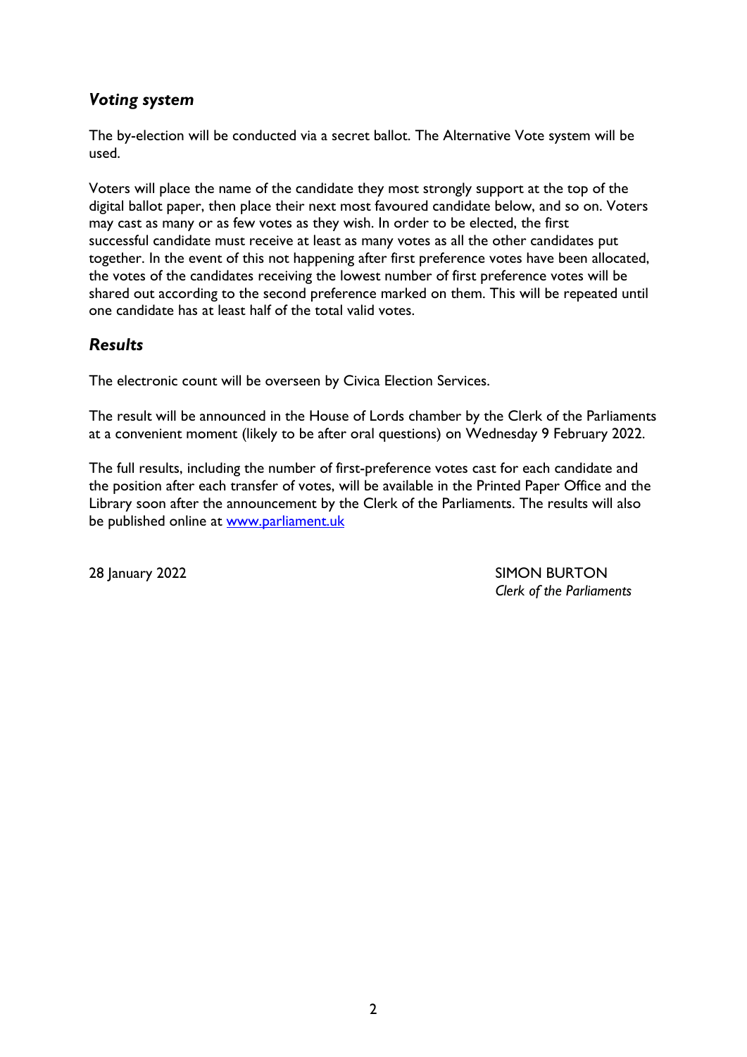### *Voting system*

The by-election will be conducted via a secret ballot. The Alternative Vote system will be used.

Voters will place the name of the candidate they most strongly support at the top of the digital ballot paper, then place their next most favoured candidate below, and so on. Voters may cast as many or as few votes as they wish. In order to be elected, the first successful candidate must receive at least as many votes as all the other candidates put together. In the event of this not happening after first preference votes have been allocated, the votes of the candidates receiving the lowest number of first preference votes will be shared out according to the second preference marked on them. This will be repeated until one candidate has at least half of the total valid votes.

### *Results*

The electronic count will be overseen by Civica Election Services.

The result will be announced in the House of Lords chamber by the Clerk of the Parliaments at a convenient moment (likely to be after oral questions) on Wednesday 9 February 2022.

The full results, including the number of first-preference votes cast for each candidate and the position after each transfer of votes, will be available in the Printed Paper Office and the Library soon after the announcement by the Clerk of the Parliaments. The results will also be published online at [www.parliament.uk](www.parliament.uk)

28 January 2022

SIMON BURTON
*Clerk of the Parliaments*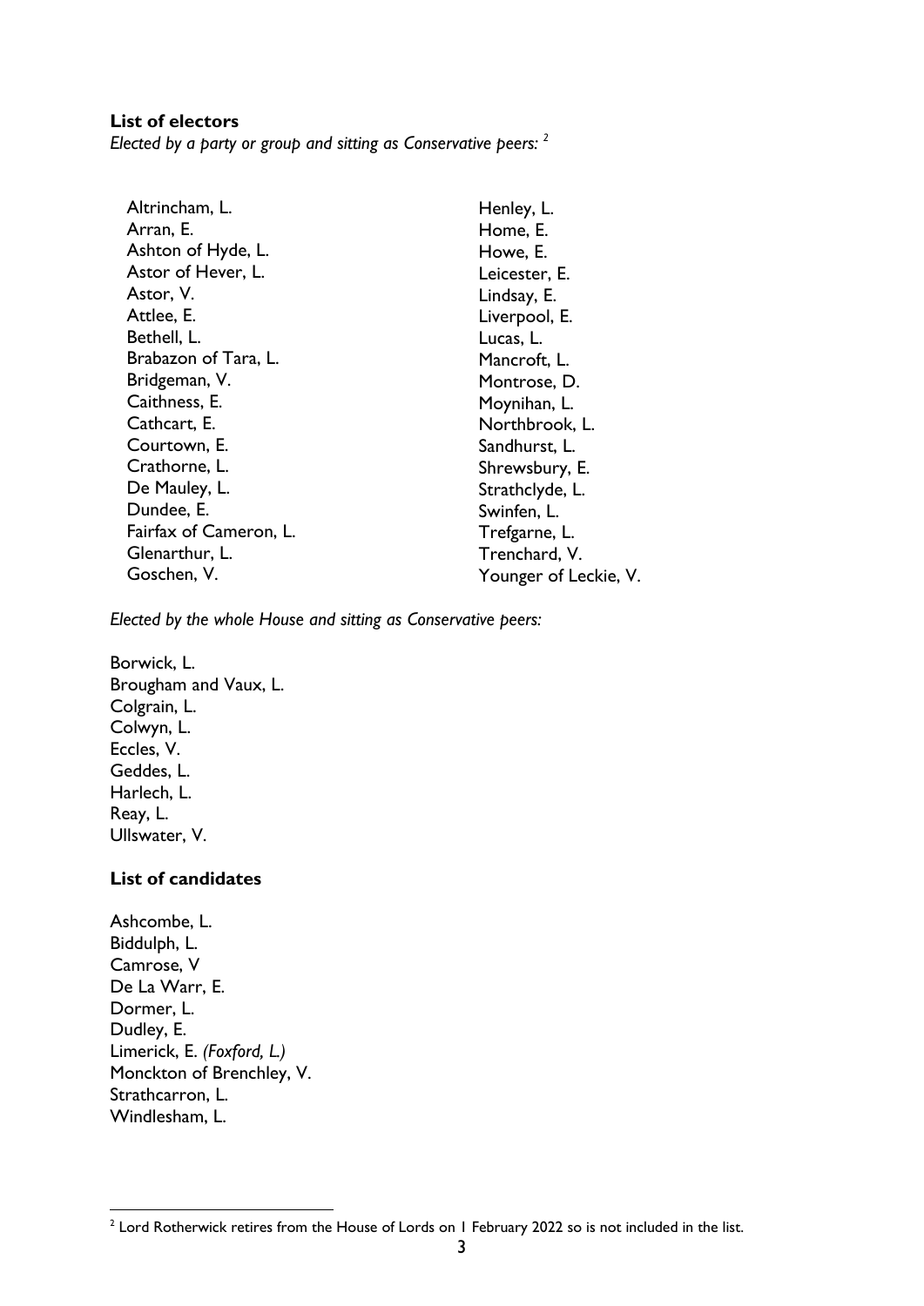**List of electors**

*Elected by a party or group and sitting as Conservative peers:* [2]

Altrincham, L.
Arran, E.
Ashton of Hyde, L.
Astor of Hever, L.
Astor, V.
Attlee, E.
Bethell, L.
Brabazon of Tara, L.
Bridgeman, V.
Caithness, E.
Cathcart, E.
Courtown, E.
Crathorne, L.
De Mauley, L.
Dundee, E.
Fairfax of Cameron, L.
Glenarthur, L.
Goschen, V.
Henley, L.
Home, E.
Howe, E.
Leicester, E.
Lindsay, E.
Liverpool, E.
Lucas, L.
Mancroft, L.
Montrose, D.
Moynihan, L.
Northbrook, L.
Sandhurst, L.
Shrewsbury, E.
Strathclyde, L.
Swinfen, L.
Trefgarne, L.
Trenchard, V.
Younger of Leckie, V.

*Elected by the whole House and sitting as Conservative peers:*

Borwick, L.
Brougham and Vaux, L.
Colgrain, L.
Colwyn, L.
Eccles, V.
Geddes, L.
Harlech, L.
Reay, L.
Ullswater, V.

**List of candidates**

Ashcombe, L.
Biddulph, L.
Camrose, V
De La Warr, E.
Dormer, L.
Dudley, E.
Limerick, E. *(Foxford, L.)*
Monckton of Brenchley, V.
Strathcarron, L.
Windlesham, L.

[2] Lord Rotherwick retires from the House of Lords on 1 February 2022 so is not included in the list.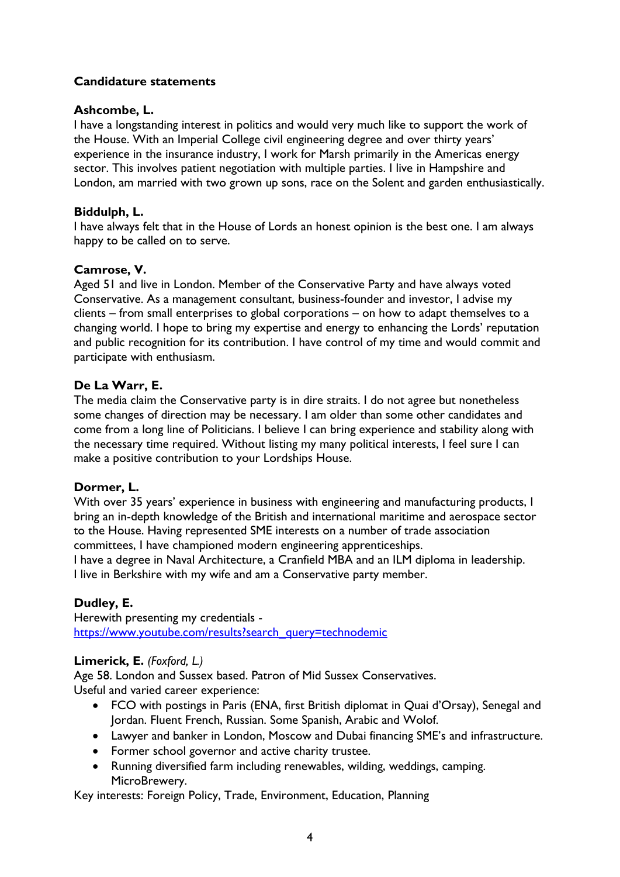## Candidature statements

**Ashcombe, L.**
I have a longstanding interest in politics and would very much like to support the work of the House. With an Imperial College civil engineering degree and over thirty years' experience in the insurance industry, I work for Marsh primarily in the Americas energy sector. This involves patient negotiation with multiple parties. I live in Hampshire and London, am married with two grown up sons, race on the Solent and garden enthusiastically.

**Biddulph, L.**
I have always felt that in the House of Lords an honest opinion is the best one. I am always happy to be called on to serve.

**Camrose, V.**
Aged 51 and live in London. Member of the Conservative Party and have always voted Conservative. As a management consultant, business-founder and investor, I advise my clients – from small enterprises to global corporations – on how to adapt themselves to a changing world. I hope to bring my expertise and energy to enhancing the Lords' reputation and public recognition for its contribution. I have control of my time and would commit and participate with enthusiasm.

**De La Warr, E.**
The media claim the Conservative party is in dire straits. I do not agree but nonetheless some changes of direction may be necessary. I am older than some other candidates and come from a long line of Politicians. I believe I can bring experience and stability along with the necessary time required. Without listing my many political interests, I feel sure I can make a positive contribution to your Lordships House.

**Dormer, L.**
With over 35 years' experience in business with engineering and manufacturing products, I bring an in-depth knowledge of the British and international maritime and aerospace sector to the House. Having represented SME interests on a number of trade association committees, I have championed modern engineering apprenticeships.
I have a degree in Naval Architecture, a Cranfield MBA and an ILM diploma in leadership.
I live in Berkshire with my wife and am a Conservative party member.

**Dudley, E.**
Herewith presenting my credentials -
https://www.youtube.com/results?search_query=technodemic

**Limerick, E.** *(Foxford, L.)*
Age 58. London and Sussex based. Patron of Mid Sussex Conservatives.
Useful and varied career experience:

- FCO with postings in Paris (ENA, first British diplomat in Quai d'Orsay), Senegal and Jordan. Fluent French, Russian. Some Spanish, Arabic and Wolof.
- Lawyer and banker in London, Moscow and Dubai financing SME's and infrastructure.
- Former school governor and active charity trustee.
- Running diversified farm including renewables, wilding, weddings, camping. MicroBrewery.

Key interests: Foreign Policy, Trade, Environment, Education, Planning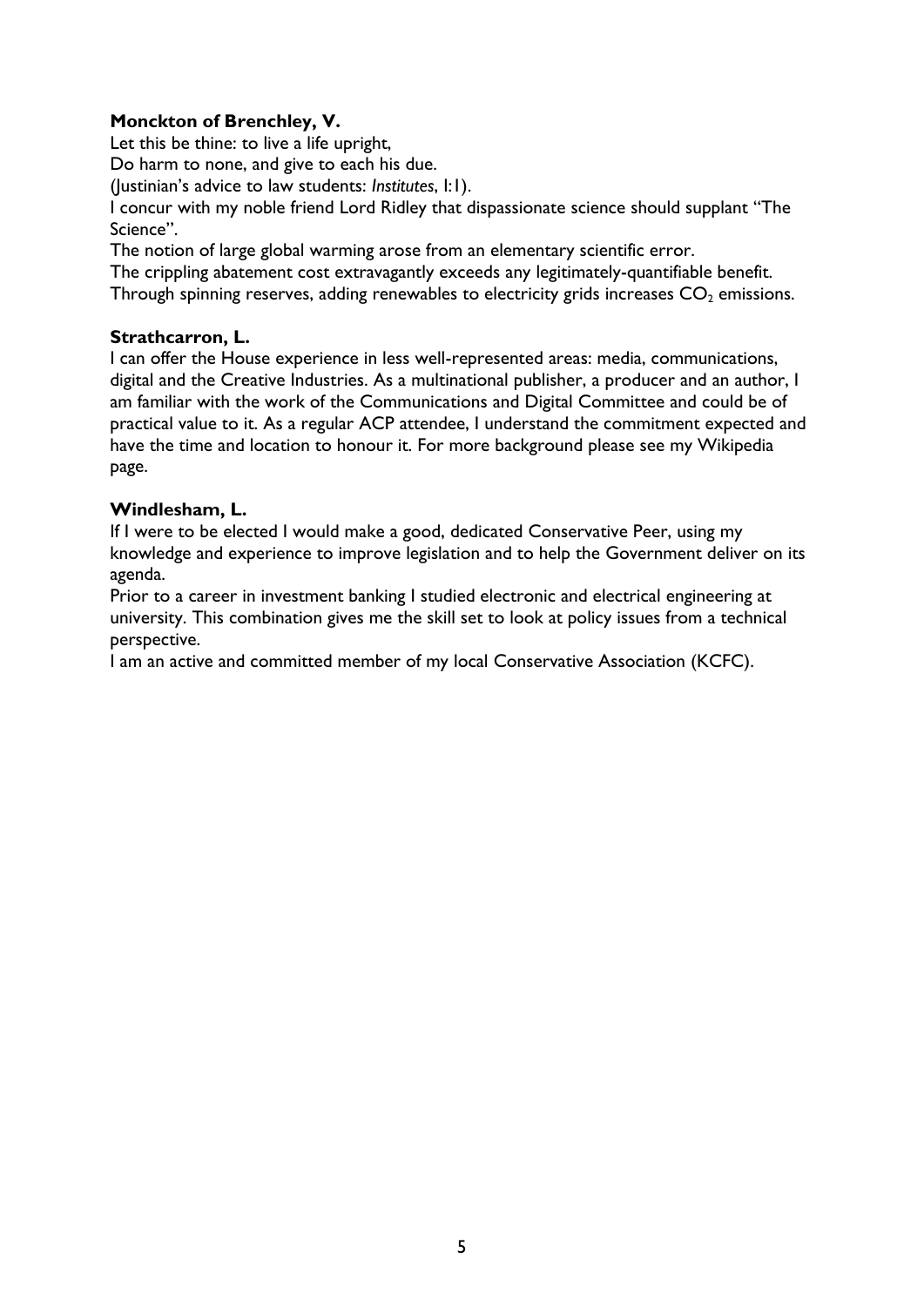**Monckton of Brenchley, V.**

Let this be thine: to live a life upright,
Do harm to none, and give to each his due.
(Justinian's advice to law students: *Institutes*, I:1).
I concur with my noble friend Lord Ridley that dispassionate science should supplant "The Science".
The notion of large global warming arose from an elementary scientific error.
The crippling abatement cost extravagantly exceeds any legitimately-quantifiable benefit.
Through spinning reserves, adding renewables to electricity grids increases $CO_2$ emissions.

**Strathcarron, L.**

I can offer the House experience in less well-represented areas: media, communications, digital and the Creative Industries. As a multinational publisher, a producer and an author, I am familiar with the work of the Communications and Digital Committee and could be of practical value to it. As a regular ACP attendee, I understand the commitment expected and have the time and location to honour it. For more background please see my Wikipedia page.

**Windlesham, L.**

If I were to be elected I would make a good, dedicated Conservative Peer, using my knowledge and experience to improve legislation and to help the Government deliver on its agenda.
Prior to a career in investment banking I studied electronic and electrical engineering at university. This combination gives me the skill set to look at policy issues from a technical perspective.
I am an active and committed member of my local Conservative Association (KCFC).